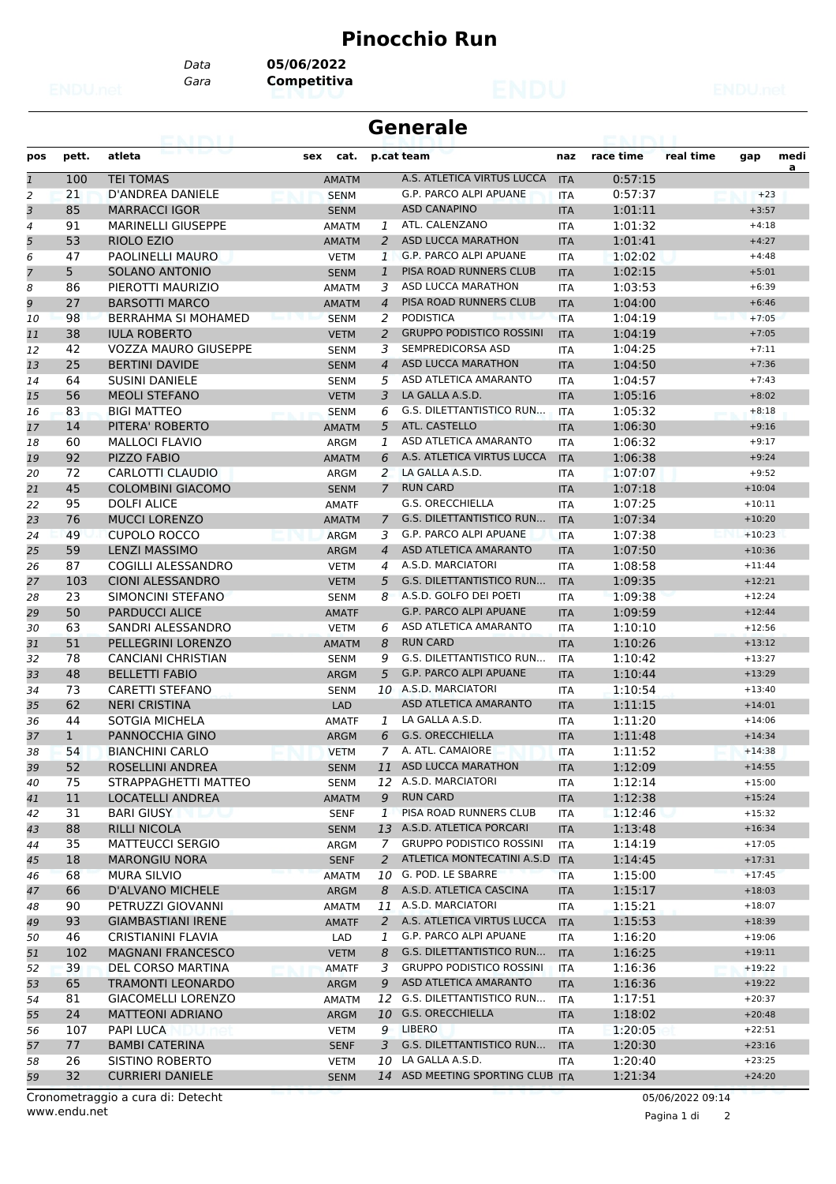# Pinocchio Run

Data **05/06/2022**
Gara **Competitiva**

## Generale

| pos | pett. | atleta | sex | cat. | p.cat | team | naz | race time | real time | gap | medi a |
|---|---|---|---|---|---|---|---|---|---|---|---|
| 1 | 100 | TEI TOMAS | | AMATM | | A.S. ATLETICA VIRTUS LUCCA | ITA | 0:57:15 | | | |
| 2 | 21 | D'ANDREA DANIELE | | SENM | | G.P. PARCO ALPI APUANE | ITA | 0:57:37 | | +23 | |
| 3 | 85 | MARRACCI IGOR | | SENM | | ASD CANAPINO | ITA | 1:01:11 | | +3:57 | |
| 4 | 91 | MARINELLI GIUSEPPE | | AMATM | 1 | ATL. CALENZANO | ITA | 1:01:32 | | +4:18 | |
| 5 | 53 | RIOLO EZIO | | AMATM | 2 | ASD LUCCA MARATHON | ITA | 1:01:41 | | +4:27 | |
| 6 | 47 | PAOLINELLI MAURO | | VETM | 1 | G.P. PARCO ALPI APUANE | ITA | 1:02:02 | | +4:48 | |
| 7 | 5 | SOLANO ANTONIO | | SENM | 1 | PISA ROAD RUNNERS CLUB | ITA | 1:02:15 | | +5:01 | |
| 8 | 86 | PIEROTTI MAURIZIO | | AMATM | 3 | ASD LUCCA MARATHON | ITA | 1:03:53 | | +6:39 | |
| 9 | 27 | BARSOTTI MARCO | | AMATM | 4 | PISA ROAD RUNNERS CLUB | ITA | 1:04:00 | | +6:46 | |
| 10 | 98 | BERRAHMA SI MOHAMED | | SENM | 2 | PODISTICA | ITA | 1:04:19 | | +7:05 | |
| 11 | 38 | IULA ROBERTO | | VETM | 2 | GRUPPO PODISTICO ROSSINI | ITA | 1:04:19 | | +7:05 | |
| 12 | 42 | VOZZA MAURO GIUSEPPE | | SENM | 3 | SEMPREDICORSA ASD | ITA | 1:04:25 | | +7:11 | |
| 13 | 25 | BERTINI DAVIDE | | SENM | 4 | ASD LUCCA MARATHON | ITA | 1:04:50 | | +7:36 | |
| 14 | 64 | SUSINI DANIELE | | SENM | 5 | ASD ATLETICA AMARANTO | ITA | 1:04:57 | | +7:43 | |
| 15 | 56 | MEOLI STEFANO | | VETM | 3 | LA GALLA A.S.D. | ITA | 1:05:16 | | +8:02 | |
| 16 | 83 | BIGI MATTEO | | SENM | 6 | G.S. DILETTANTISTICO RUN... | ITA | 1:05:32 | | +8:18 | |
| 17 | 14 | PITERA' ROBERTO | | AMATM | 5 | ATL. CASTELLO | ITA | 1:06:30 | | +9:16 | |
| 18 | 60 | MALLOCI FLAVIO | | ARGM | 1 | ASD ATLETICA AMARANTO | ITA | 1:06:32 | | +9:17 | |
| 19 | 92 | PIZZO FABIO | | AMATM | 6 | A.S. ATLETICA VIRTUS LUCCA | ITA | 1:06:38 | | +9:24 | |
| 20 | 72 | CARLOTTI CLAUDIO | | ARGM | 2 | LA GALLA A.S.D. | ITA | 1:07:07 | | +9:52 | |
| 21 | 45 | COLOMBINI GIACOMO | | SENM | 7 | RUN CARD | ITA | 1:07:18 | | +10:04 | |
| 22 | 95 | DOLFI ALICE | | AMATF | | G.S. ORECCHIELLA | ITA | 1:07:25 | | +10:11 | |
| 23 | 76 | MUCCI LORENZO | | AMATM | 7 | G.S. DILETTANTISTICO RUN... | ITA | 1:07:34 | | +10:20 | |
| 24 | 49 | CUPOLO ROCCO | | ARGM | 3 | G.P. PARCO ALPI APUANE | ITA | 1:07:38 | | +10:23 | |
| 25 | 59 | LENZI MASSIMO | | ARGM | 4 | ASD ATLETICA AMARANTO | ITA | 1:07:50 | | +10:36 | |
| 26 | 87 | COGILLI ALESSANDRO | | VETM | 4 | A.S.D. MARCIATORI | ITA | 1:08:58 | | +11:44 | |
| 27 | 103 | CIONI ALESSANDRO | | VETM | 5 | G.S. DILETTANTISTICO RUN... | ITA | 1:09:35 | | +12:21 | |
| 28 | 23 | SIMONCINI STEFANO | | SENM | 8 | A.S.D. GOLFO DEI POETI | ITA | 1:09:38 | | +12:24 | |
| 29 | 50 | PARDUCCI ALICE | | AMATF | | G.P. PARCO ALPI APUANE | ITA | 1:09:59 | | +12:44 | |
| 30 | 63 | SANDRI ALESSANDRO | | VETM | 6 | ASD ATLETICA AMARANTO | ITA | 1:10:10 | | +12:56 | |
| 31 | 51 | PELLEGRINI LORENZO | | AMATM | 8 | RUN CARD | ITA | 1:10:26 | | +13:12 | |
| 32 | 78 | CANCIANI CHRISTIAN | | SENM | 9 | G.S. DILETTANTISTICO RUN... | ITA | 1:10:42 | | +13:27 | |
| 33 | 48 | BELLETTI FABIO | | ARGM | 5 | G.P. PARCO ALPI APUANE | ITA | 1:10:44 | | +13:29 | |
| 34 | 73 | CARETTI STEFANO | | SENM | 10 | A.S.D. MARCIATORI | ITA | 1:10:54 | | +13:40 | |
| 35 | 62 | NERI CRISTINA | | LAD | | ASD ATLETICA AMARANTO | ITA | 1:11:15 | | +14:01 | |
| 36 | 44 | SOTGIA MICHELA | | AMATF | 1 | LA GALLA A.S.D. | ITA | 1:11:20 | | +14:06 | |
| 37 | 1 | PANNOCCHIA GINO | | ARGM | 6 | G.S. ORECCHIELLA | ITA | 1:11:48 | | +14:34 | |
| 38 | 54 | BIANCHINI CARLO | | VETM | 7 | A. ATL. CAMAIORE | ITA | 1:11:52 | | +14:38 | |
| 39 | 52 | ROSELLINI ANDREA | | SENM | 11 | ASD LUCCA MARATHON | ITA | 1:12:09 | | +14:55 | |
| 40 | 75 | STRAPPAGHETTI MATTEO | | SENM | 12 | A.S.D. MARCIATORI | ITA | 1:12:14 | | +15:00 | |
| 41 | 11 | LOCATELLI ANDREA | | AMATM | 9 | RUN CARD | ITA | 1:12:38 | | +15:24 | |
| 42 | 31 | BARI GIUSY | | SENF | 1 | PISA ROAD RUNNERS CLUB | ITA | 1:12:46 | | +15:32 | |
| 43 | 88 | RILLI NICOLA | | SENM | 13 | A.S.D. ATLETICA PORCARI | ITA | 1:13:48 | | +16:34 | |
| 44 | 35 | MATTEUCCI SERGIO | | ARGM | 7 | GRUPPO PODISTICO ROSSINI | ITA | 1:14:19 | | +17:05 | |
| 45 | 18 | MARONGIU NORA | | SENF | 2 | ATLETICA MONTECATINI A.S.D | ITA | 1:14:45 | | +17:31 | |
| 46 | 68 | MURA SILVIO | | AMATM | 10 | G. POD. LE SBARRE | ITA | 1:15:00 | | +17:45 | |
| 47 | 66 | D'ALVANO MICHELE | | ARGM | 8 | A.S.D. ATLETICA CASCINA | ITA | 1:15:17 | | +18:03 | |
| 48 | 90 | PETRUZZI GIOVANNI | | AMATM | 11 | A.S.D. MARCIATORI | ITA | 1:15:21 | | +18:07 | |
| 49 | 93 | GIAMBASTIANI IRENE | | AMATF | 2 | A.S. ATLETICA VIRTUS LUCCA | ITA | 1:15:53 | | +18:39 | |
| 50 | 46 | CRISTIANINI FLAVIA | | LAD | 1 | G.P. PARCO ALPI APUANE | ITA | 1:16:20 | | +19:06 | |
| 51 | 102 | MAGNANI FRANCESCO | | VETM | 8 | G.S. DILETTANTISTICO RUN... | ITA | 1:16:25 | | +19:11 | |
| 52 | 39 | DEL CORSO MARTINA | | AMATF | 3 | GRUPPO PODISTICO ROSSINI | ITA | 1:16:36 | | +19:22 | |
| 53 | 65 | TRAMONTI LEONARDO | | ARGM | 9 | ASD ATLETICA AMARANTO | ITA | 1:16:36 | | +19:22 | |
| 54 | 81 | GIACOMELLI LORENZO | | AMATM | 12 | G.S. DILETTANTISTICO RUN... | ITA | 1:17:51 | | +20:37 | |
| 55 | 24 | MATTEONI ADRIANO | | ARGM | 10 | G.S. ORECCHIELLA | ITA | 1:18:02 | | +20:48 | |
| 56 | 107 | PAPI LUCA | | VETM | 9 | LIBERO | ITA | 1:20:05 | | +22:51 | |
| 57 | 77 | BAMBI CATERINA | | SENF | 3 | G.S. DILETTANTISTICO RUN... | ITA | 1:20:30 | | +23:16 | |
| 58 | 26 | SISTINO ROBERTO | | VETM | 10 | LA GALLA A.S.D. | ITA | 1:20:40 | | +23:25 | |
| 59 | 32 | CURRIERI DANIELE | | SENM | 14 | ASD MEETING SPORTING CLUB | ITA | 1:21:34 | | +24:20 | |

Cronometraggio a cura di: Detecht
www.endu.net

05/06/2022 09:14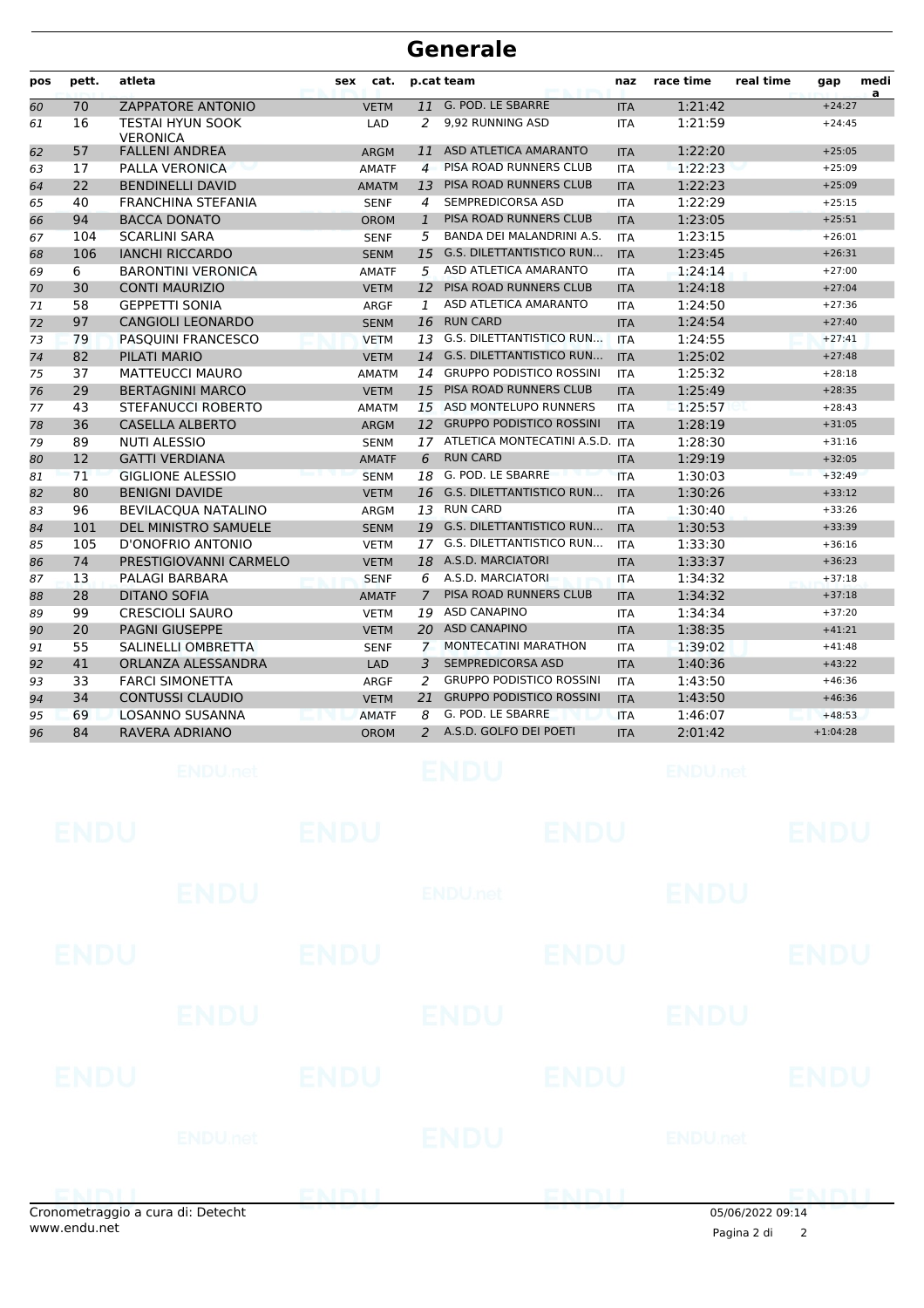# Generale

| pos | pett. | atleta | sex | cat. | p.cat | team | naz | race time | real time | gap | media |
|---|---|---|---|---|---|---|---|---|---|---|---|
| 60 | 70 | ZAPPATORE ANTONIO | | VETM | 11 | G. POD. LE SBARRE | ITA | 1:21:42 | | +24:27 | |
| 61 | 16 | TESTAI HYUN SOOK VERONICA | | LAD | 2 | 9,92 RUNNING ASD | ITA | 1:21:59 | | +24:45 | |
| 62 | 57 | FALLENI ANDREA | | ARGM | 11 | ASD ATLETICA AMARANTO | ITA | 1:22:20 | | +25:05 | |
| 63 | 17 | PALLA VERONICA | | AMATF | 4 | PISA ROAD RUNNERS CLUB | ITA | 1:22:23 | | +25:09 | |
| 64 | 22 | BENDINELLI DAVID | | AMATM | 13 | PISA ROAD RUNNERS CLUB | ITA | 1:22:23 | | +25:09 | |
| 65 | 40 | FRANCHINA STEFANIA | | SENF | 4 | SEMPREDICORSA ASD | ITA | 1:22:29 | | +25:15 | |
| 66 | 94 | BACCA DONATO | | OROM | 1 | PISA ROAD RUNNERS CLUB | ITA | 1:23:05 | | +25:51 | |
| 67 | 104 | SCARLINI SARA | | SENF | 5 | BANDA DEI MALANDRINI A.S. | ITA | 1:23:15 | | +26:01 | |
| 68 | 106 | IANCHI RICCARDO | | SENM | 15 | G.S. DILETTANTISTICO RUN... | ITA | 1:23:45 | | +26:31 | |
| 69 | 6 | BARONTINI VERONICA | | AMATF | 5 | ASD ATLETICA AMARANTO | ITA | 1:24:14 | | +27:00 | |
| 70 | 30 | CONTI MAURIZIO | | VETM | 12 | PISA ROAD RUNNERS CLUB | ITA | 1:24:18 | | +27:04 | |
| 71 | 58 | GEPPETTI SONIA | | ARGF | 1 | ASD ATLETICA AMARANTO | ITA | 1:24:50 | | +27:36 | |
| 72 | 97 | CANGIOLI LEONARDO | | SENM | 16 | RUN CARD | ITA | 1:24:54 | | +27:40 | |
| 73 | 79 | PASQUINI FRANCESCO | | VETM | 13 | G.S. DILETTANTISTICO RUN... | ITA | 1:24:55 | | +27:41 | |
| 74 | 82 | PILATI MARIO | | VETM | 14 | G.S. DILETTANTISTICO RUN... | ITA | 1:25:02 | | +27:48 | |
| 75 | 37 | MATTEUCCI MAURO | | AMATM | 14 | GRUPPO PODISTICO ROSSINI | ITA | 1:25:32 | | +28:18 | |
| 76 | 29 | BERTAGNINI MARCO | | VETM | 15 | PISA ROAD RUNNERS CLUB | ITA | 1:25:49 | | +28:35 | |
| 77 | 43 | STEFANUCCI ROBERTO | | AMATM | 15 | ASD MONTELUPO RUNNERS | ITA | 1:25:57 | | +28:43 | |
| 78 | 36 | CASELLA ALBERTO | | ARGM | 12 | GRUPPO PODISTICO ROSSINI | ITA | 1:28:19 | | +31:05 | |
| 79 | 89 | NUTI ALESSIO | | SENM | 17 | ATLETICA MONTECATINI A.S.D. | ITA | 1:28:30 | | +31:16 | |
| 80 | 12 | GATTI VERDIANA | | AMATF | 6 | RUN CARD | ITA | 1:29:19 | | +32:05 | |
| 81 | 71 | GIGLIONE ALESSIO | | SENM | 18 | G. POD. LE SBARRE | ITA | 1:30:03 | | +32:49 | |
| 82 | 80 | BENIGNI DAVIDE | | VETM | 16 | G.S. DILETTANTISTICO RUN... | ITA | 1:30:26 | | +33:12 | |
| 83 | 96 | BEVILACQUA NATALINO | | ARGM | 13 | RUN CARD | ITA | 1:30:40 | | +33:26 | |
| 84 | 101 | DEL MINISTRO SAMUELE | | SENM | 19 | G.S. DILETTANTISTICO RUN... | ITA | 1:30:53 | | +33:39 | |
| 85 | 105 | D'ONOFRIO ANTONIO | | VETM | 17 | G.S. DILETTANTISTICO RUN... | ITA | 1:33:30 | | +36:16 | |
| 86 | 74 | PRESTIGIOVANNI CARMELO | | VETM | 18 | A.S.D. MARCIATORI | ITA | 1:33:37 | | +36:23 | |
| 87 | 13 | PALAGI BARBARA | | SENF | 6 | A.S.D. MARCIATORI | ITA | 1:34:32 | | +37:18 | |
| 88 | 28 | DITANO SOFIA | | AMATF | 7 | PISA ROAD RUNNERS CLUB | ITA | 1:34:32 | | +37:18 | |
| 89 | 99 | CRESCIOLI SAURO | | VETM | 19 | ASD CANAPINO | ITA | 1:34:34 | | +37:20 | |
| 90 | 20 | PAGNI GIUSEPPE | | VETM | 20 | ASD CANAPINO | ITA | 1:38:35 | | +41:21 | |
| 91 | 55 | SALINELLI OMBRETTA | | SENF | 7 | MONTECATINI MARATHON | ITA | 1:39:02 | | +41:48 | |
| 92 | 41 | ORLANZA ALESSANDRA | | LAD | 3 | SEMPREDICORSA ASD | ITA | 1:40:36 | | +43:22 | |
| 93 | 33 | FARCI SIMONETTA | | ARGF | 2 | GRUPPO PODISTICO ROSSINI | ITA | 1:43:50 | | +46:36 | |
| 94 | 34 | CONTUSSI CLAUDIO | | VETM | 21 | GRUPPO PODISTICO ROSSINI | ITA | 1:43:50 | | +46:36 | |
| 95 | 69 | LOSANNO SUSANNA | | AMATF | 8 | G. POD. LE SBARRE | ITA | 1:46:07 | | +48:53 | |
| 96 | 84 | RAVERA ADRIANO | | OROM | 2 | A.S.D. GOLFO DEI POETI | ITA | 2:01:42 | | +1:04:28 | |

Cronometraggio a cura di: Detecht
www.endu.net

05/06/2022 09:14